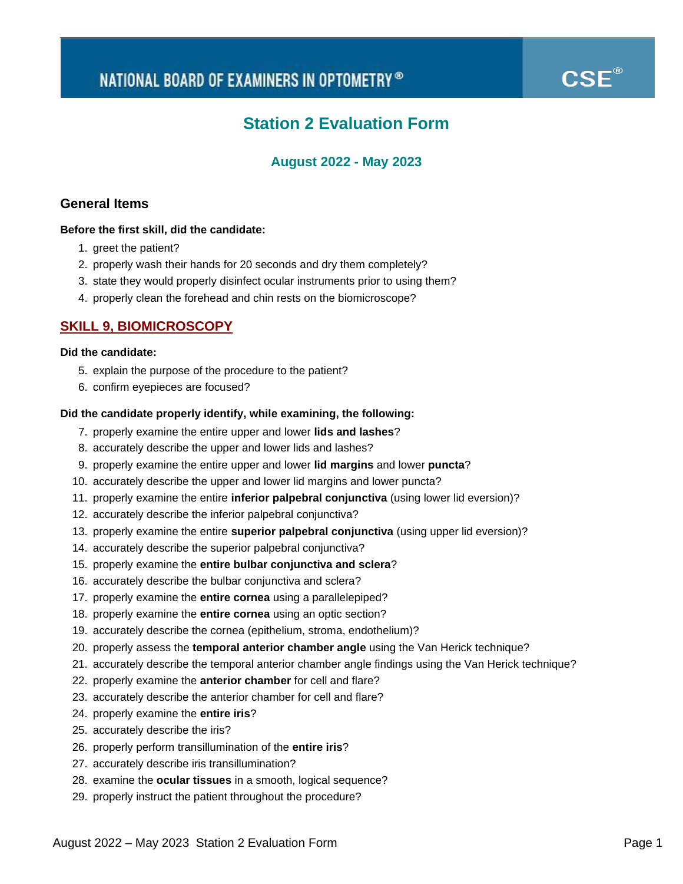NATIONAL BOARD OF EXAMINERS IN OPTOMETRY® — CSE®

# Station 2 Evaluation Form

### August 2022 - May 2023

## General Items

**Before the first skill, did the candidate:**

1. greet the patient?
2. properly wash their hands for 20 seconds and dry them completely?
3. state they would properly disinfect ocular instruments prior to using them?
4. properly clean the forehead and chin rests on the biomicroscope?

## SKILL 9, BIOMICROSCOPY

**Did the candidate:**

5. explain the purpose of the procedure to the patient?
6. confirm eyepieces are focused?

**Did the candidate properly identify, while examining, the following:**

7. properly examine the entire upper and lower **lids and lashes**?
8. accurately describe the upper and lower lids and lashes?
9. properly examine the entire upper and lower **lid margins** and lower **puncta**?
10. accurately describe the upper and lower lid margins and lower puncta?
11. properly examine the entire **inferior palpebral conjunctiva** (using lower lid eversion)?
12. accurately describe the inferior palpebral conjunctiva?
13. properly examine the entire **superior palpebral conjunctiva** (using upper lid eversion)?
14. accurately describe the superior palpebral conjunctiva?
15. properly examine the **entire bulbar conjunctiva and sclera**?
16. accurately describe the bulbar conjunctiva and sclera?
17. properly examine the **entire cornea** using a parallelepiped?
18. properly examine the **entire cornea** using an optic section?
19. accurately describe the cornea (epithelium, stroma, endothelium)?
20. properly assess the **temporal anterior chamber angle** using the Van Herick technique?
21. accurately describe the temporal anterior chamber angle findings using the Van Herick technique?
22. properly examine the **anterior chamber** for cell and flare?
23. accurately describe the anterior chamber for cell and flare?
24. properly examine the **entire iris**?
25. accurately describe the iris?
26. properly perform transillumination of the **entire iris**?
27. accurately describe iris transillumination?
28. examine the **ocular tissues** in a smooth, logical sequence?
29. properly instruct the patient throughout the procedure?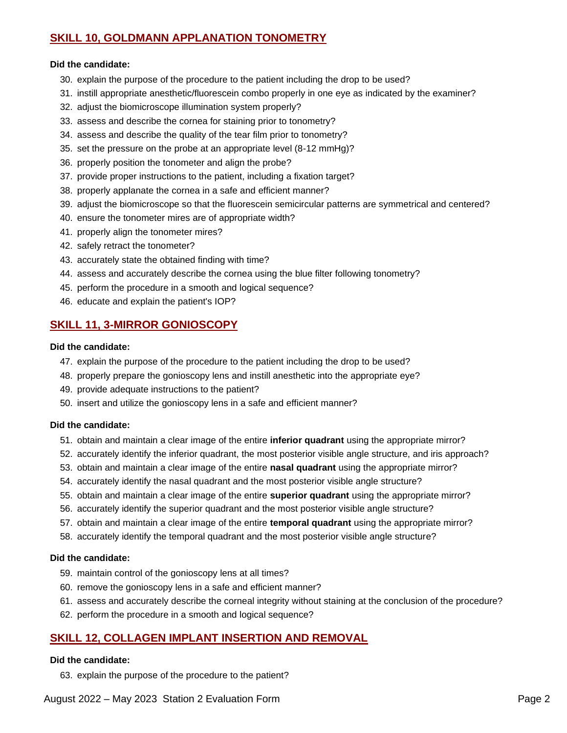## SKILL 10, GOLDMANN APPLANATION TONOMETRY

**Did the candidate:**

30. explain the purpose of the procedure to the patient including the drop to be used?
31. instill appropriate anesthetic/fluorescein combo properly in one eye as indicated by the examiner?
32. adjust the biomicroscope illumination system properly?
33. assess and describe the cornea for staining prior to tonometry?
34. assess and describe the quality of the tear film prior to tonometry?
35. set the pressure on the probe at an appropriate level (8-12 mmHg)?
36. properly position the tonometer and align the probe?
37. provide proper instructions to the patient, including a fixation target?
38. properly applanate the cornea in a safe and efficient manner?
39. adjust the biomicroscope so that the fluorescein semicircular patterns are symmetrical and centered?
40. ensure the tonometer mires are of appropriate width?
41. properly align the tonometer mires?
42. safely retract the tonometer?
43. accurately state the obtained finding with time?
44. assess and accurately describe the cornea using the blue filter following tonometry?
45. perform the procedure in a smooth and logical sequence?
46. educate and explain the patient's IOP?

## SKILL 11, 3-MIRROR GONIOSCOPY

**Did the candidate:**

47. explain the purpose of the procedure to the patient including the drop to be used?
48. properly prepare the gonioscopy lens and instill anesthetic into the appropriate eye?
49. provide adequate instructions to the patient?
50. insert and utilize the gonioscopy lens in a safe and efficient manner?

**Did the candidate:**

51. obtain and maintain a clear image of the entire **inferior quadrant** using the appropriate mirror?
52. accurately identify the inferior quadrant, the most posterior visible angle structure, and iris approach?
53. obtain and maintain a clear image of the entire **nasal quadrant** using the appropriate mirror?
54. accurately identify the nasal quadrant and the most posterior visible angle structure?
55. obtain and maintain a clear image of the entire **superior quadrant** using the appropriate mirror?
56. accurately identify the superior quadrant and the most posterior visible angle structure?
57. obtain and maintain a clear image of the entire **temporal quadrant** using the appropriate mirror?
58. accurately identify the temporal quadrant and the most posterior visible angle structure?

**Did the candidate:**

59. maintain control of the gonioscopy lens at all times?
60. remove the gonioscopy lens in a safe and efficient manner?
61. assess and accurately describe the corneal integrity without staining at the conclusion of the procedure?
62. perform the procedure in a smooth and logical sequence?

## SKILL 12, COLLAGEN IMPLANT INSERTION AND REMOVAL

**Did the candidate:**

63. explain the purpose of the procedure to the patient?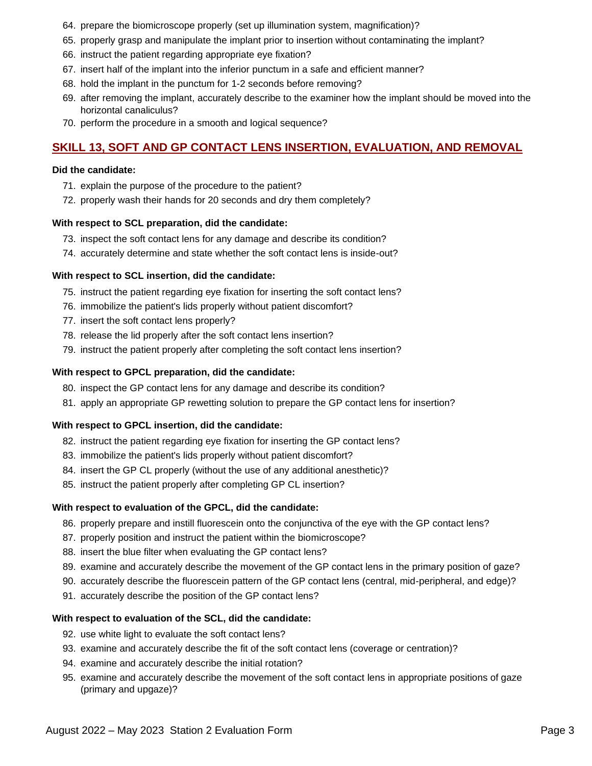64. prepare the biomicroscope properly (set up illumination system, magnification)?
65. properly grasp and manipulate the implant prior to insertion without contaminating the implant?
66. instruct the patient regarding appropriate eye fixation?
67. insert half of the implant into the inferior punctum in a safe and efficient manner?
68. hold the implant in the punctum for 1-2 seconds before removing?
69. after removing the implant, accurately describe to the examiner how the implant should be moved into the horizontal canaliculus?
70. perform the procedure in a smooth and logical sequence?

## SKILL 13, SOFT AND GP CONTACT LENS INSERTION, EVALUATION, AND REMOVAL

**Did the candidate:**

71. explain the purpose of the procedure to the patient?
72. properly wash their hands for 20 seconds and dry them completely?

**With respect to SCL preparation, did the candidate:**

73. inspect the soft contact lens for any damage and describe its condition?
74. accurately determine and state whether the soft contact lens is inside-out?

**With respect to SCL insertion, did the candidate:**

75. instruct the patient regarding eye fixation for inserting the soft contact lens?
76. immobilize the patient's lids properly without patient discomfort?
77. insert the soft contact lens properly?
78. release the lid properly after the soft contact lens insertion?
79. instruct the patient properly after completing the soft contact lens insertion?

**With respect to GPCL preparation, did the candidate:**

80. inspect the GP contact lens for any damage and describe its condition?
81. apply an appropriate GP rewetting solution to prepare the GP contact lens for insertion?

**With respect to GPCL insertion, did the candidate:**

82. instruct the patient regarding eye fixation for inserting the GP contact lens?
83. immobilize the patient's lids properly without patient discomfort?
84. insert the GP CL properly (without the use of any additional anesthetic)?
85. instruct the patient properly after completing GP CL insertion?

**With respect to evaluation of the GPCL, did the candidate:**

86. properly prepare and instill fluorescein onto the conjunctiva of the eye with the GP contact lens?
87. properly position and instruct the patient within the biomicroscope?
88. insert the blue filter when evaluating the GP contact lens?
89. examine and accurately describe the movement of the GP contact lens in the primary position of gaze?
90. accurately describe the fluorescein pattern of the GP contact lens (central, mid-peripheral, and edge)?
91. accurately describe the position of the GP contact lens?

**With respect to evaluation of the SCL, did the candidate:**

92. use white light to evaluate the soft contact lens?
93. examine and accurately describe the fit of the soft contact lens (coverage or centration)?
94. examine and accurately describe the initial rotation?
95. examine and accurately describe the movement of the soft contact lens in appropriate positions of gaze (primary and upgaze)?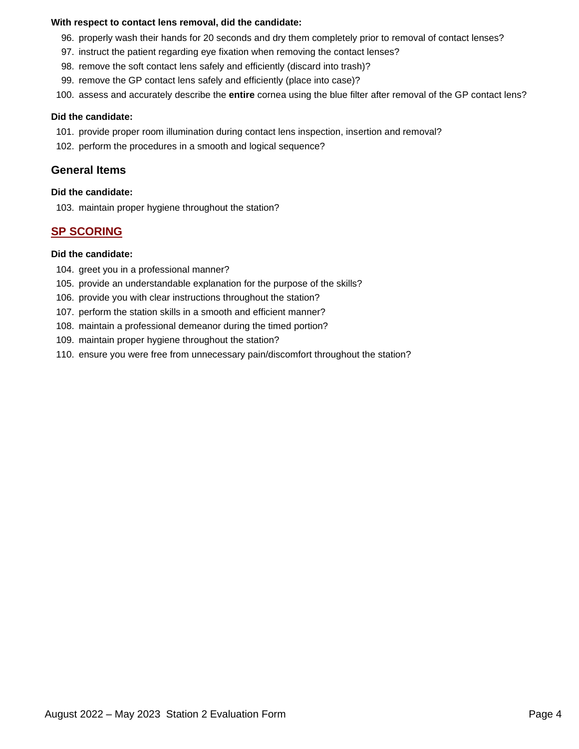**With respect to contact lens removal, did the candidate:**

96. properly wash their hands for 20 seconds and dry them completely prior to removal of contact lenses?
97. instruct the patient regarding eye fixation when removing the contact lenses?
98. remove the soft contact lens safely and efficiently (discard into trash)?
99. remove the GP contact lens safely and efficiently (place into case)?
100. assess and accurately describe the **entire** cornea using the blue filter after removal of the GP contact lens?

**Did the candidate:**

101. provide proper room illumination during contact lens inspection, insertion and removal?
102. perform the procedures in a smooth and logical sequence?

## General Items

**Did the candidate:**

103. maintain proper hygiene throughout the station?

## SP SCORING

**Did the candidate:**

104. greet you in a professional manner?
105. provide an understandable explanation for the purpose of the skills?
106. provide you with clear instructions throughout the station?
107. perform the station skills in a smooth and efficient manner?
108. maintain a professional demeanor during the timed portion?
109. maintain proper hygiene throughout the station?
110. ensure you were free from unnecessary pain/discomfort throughout the station?